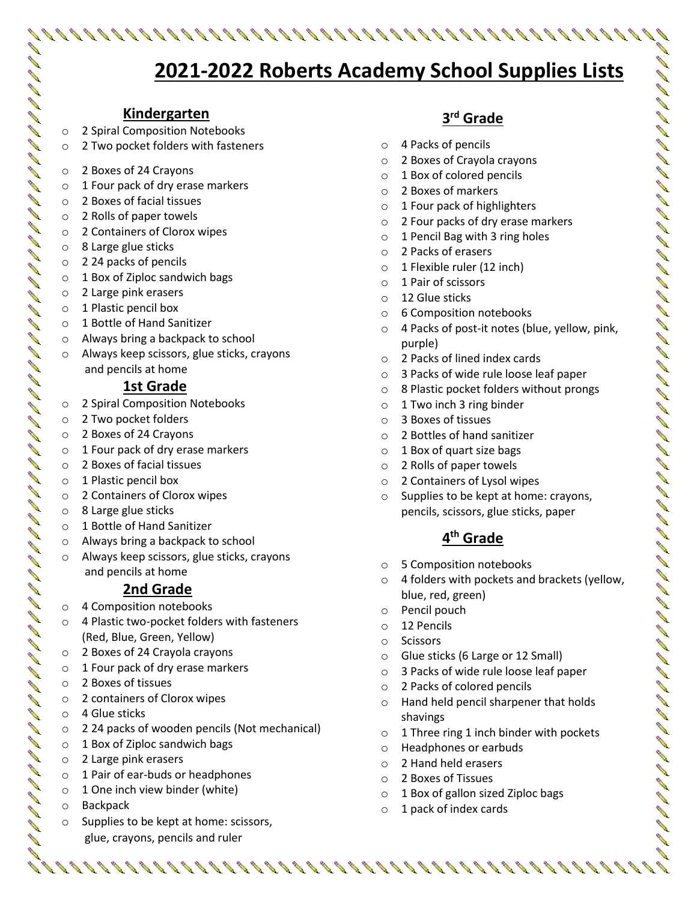# 2021-2022 Roberts Academy School Supplies Lists

## Kindergarten

- 2 Spiral Composition Notebooks
- 2 Two pocket folders with fasteners
- 2 Boxes of 24 Crayons
- 1 Four pack of dry erase markers
- 2 Boxes of facial tissues
- 2 Rolls of paper towels
- 2 Containers of Clorox wipes
- 8 Large glue sticks
- 2 24 packs of pencils
- 1 Box of Ziploc sandwich bags
- 2 Large pink erasers
- 1 Plastic pencil box
- 1 Bottle of Hand Sanitizer
- Always bring a backpack to school
- Always keep scissors, glue sticks, crayons and pencils at home

## 1st Grade

- 2 Spiral Composition Notebooks
- 2 Two pocket folders
- 2 Boxes of 24 Crayons
- 1 Four pack of dry erase markers
- 2 Boxes of facial tissues
- 1 Plastic pencil box
- 2 Containers of Clorox wipes
- 8 Large glue sticks
- 1 Bottle of Hand Sanitizer
- Always bring a backpack to school
- Always keep scissors, glue sticks, crayons and pencils at home

## 2nd Grade

- 4 Composition notebooks
- 4 Plastic two-pocket folders with fasteners (Red, Blue, Green, Yellow)
- 2 Boxes of 24 Crayola crayons
- 1 Four pack of dry erase markers
- 2 Boxes of tissues
- 2 containers of Clorox wipes
- 4 Glue sticks
- 2 24 packs of wooden pencils (Not mechanical)
- 1 Box of Ziploc sandwich bags
- 2 Large pink erasers
- 1 Pair of ear-buds or headphones
- 1 One inch view binder (white)
- Backpack
- Supplies to be kept at home: scissors, glue, crayons, pencils and ruler

## 3rd Grade

- 4 Packs of pencils
- 2 Boxes of Crayola crayons
- 1 Box of colored pencils
- 2 Boxes of markers
- 1 Four pack of highlighters
- 2 Four packs of dry erase markers
- 1 Pencil Bag with 3 ring holes
- 2 Packs of erasers
- 1 Flexible ruler (12 inch)
- 1 Pair of scissors
- 12 Glue sticks
- 6 Composition notebooks
- 4 Packs of post-it notes (blue, yellow, pink, purple)
- 2 Packs of lined index cards
- 3 Packs of wide rule loose leaf paper
- 8 Plastic pocket folders without prongs
- 1 Two inch 3 ring binder
- 3 Boxes of tissues
- 2 Bottles of hand sanitizer
- 1 Box of quart size bags
- 2 Rolls of paper towels
- 2 Containers of Lysol wipes
- Supplies to be kept at home: crayons, pencils, scissors, glue sticks, paper

## 4th Grade

- 5 Composition notebooks
- 4 folders with pockets and brackets (yellow, blue, red, green)
- Pencil pouch
- 12 Pencils
- Scissors
- Glue sticks (6 Large or 12 Small)
- 3 Packs of wide rule loose leaf paper
- 2 Packs of colored pencils
- Hand held pencil sharpener that holds shavings
- 1 Three ring 1 inch binder with pockets
- Headphones or earbuds
- 2 Hand held erasers
- 2 Boxes of Tissues
- 1 Box of gallon sized Ziploc bags
- 1 pack of index cards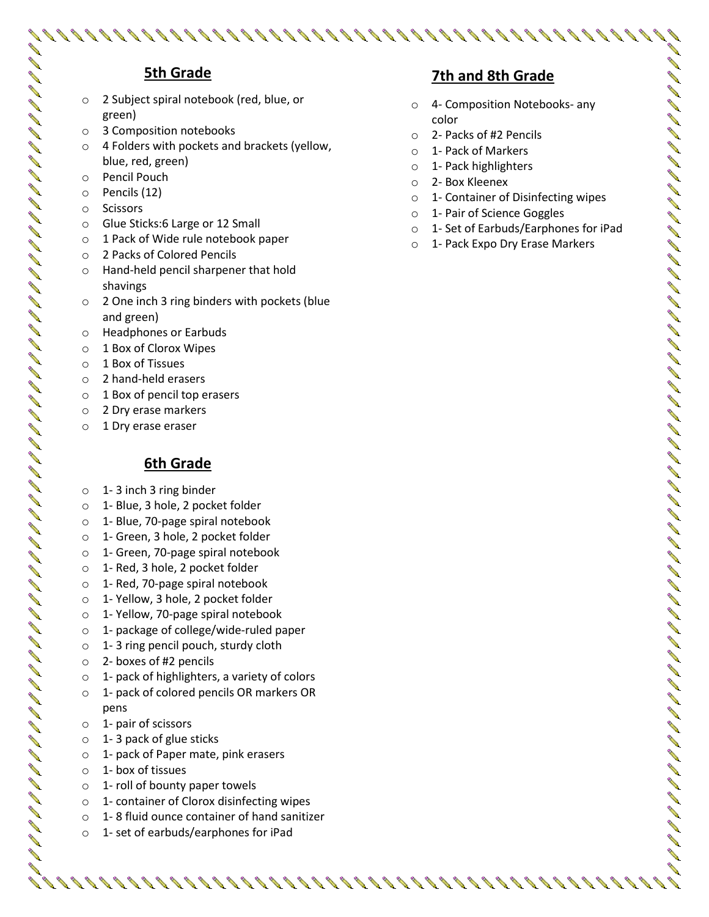## 5th Grade

- 2 Subject spiral notebook (red, blue, or green)
- 3 Composition notebooks
- 4 Folders with pockets and brackets (yellow, blue, red, green)
- Pencil Pouch
- Pencils (12)
- Scissors
- Glue Sticks:6 Large or 12 Small
- 1 Pack of Wide rule notebook paper
- 2 Packs of Colored Pencils
- Hand-held pencil sharpener that hold shavings
- 2 One inch 3 ring binders with pockets (blue and green)
- Headphones or Earbuds
- 1 Box of Clorox Wipes
- 1 Box of Tissues
- 2 hand-held erasers
- 1 Box of pencil top erasers
- 2 Dry erase markers
- 1 Dry erase eraser

## 6th Grade

- 1- 3 inch 3 ring binder
- 1- Blue, 3 hole, 2 pocket folder
- 1- Blue, 70-page spiral notebook
- 1- Green, 3 hole, 2 pocket folder
- 1- Green, 70-page spiral notebook
- 1- Red, 3 hole, 2 pocket folder
- 1- Red, 70-page spiral notebook
- 1- Yellow, 3 hole, 2 pocket folder
- 1- Yellow, 70-page spiral notebook
- 1- package of college/wide-ruled paper
- 1- 3 ring pencil pouch, sturdy cloth
- 2- boxes of #2 pencils
- 1- pack of highlighters, a variety of colors
- 1- pack of colored pencils OR markers OR pens
- 1- pair of scissors
- 1- 3 pack of glue sticks
- 1- pack of Paper mate, pink erasers
- 1- box of tissues
- 1- roll of bounty paper towels
- 1- container of Clorox disinfecting wipes
- 1- 8 fluid ounce container of hand sanitizer
- 1- set of earbuds/earphones for iPad

## 7th and 8th Grade

- 4- Composition Notebooks- any color
- 2- Packs of #2 Pencils
- 1- Pack of Markers
- 1- Pack highlighters
- 2- Box Kleenex
- 1- Container of Disinfecting wipes
- 1- Pair of Science Goggles
- 1- Set of Earbuds/Earphones for iPad
- 1- Pack Expo Dry Erase Markers